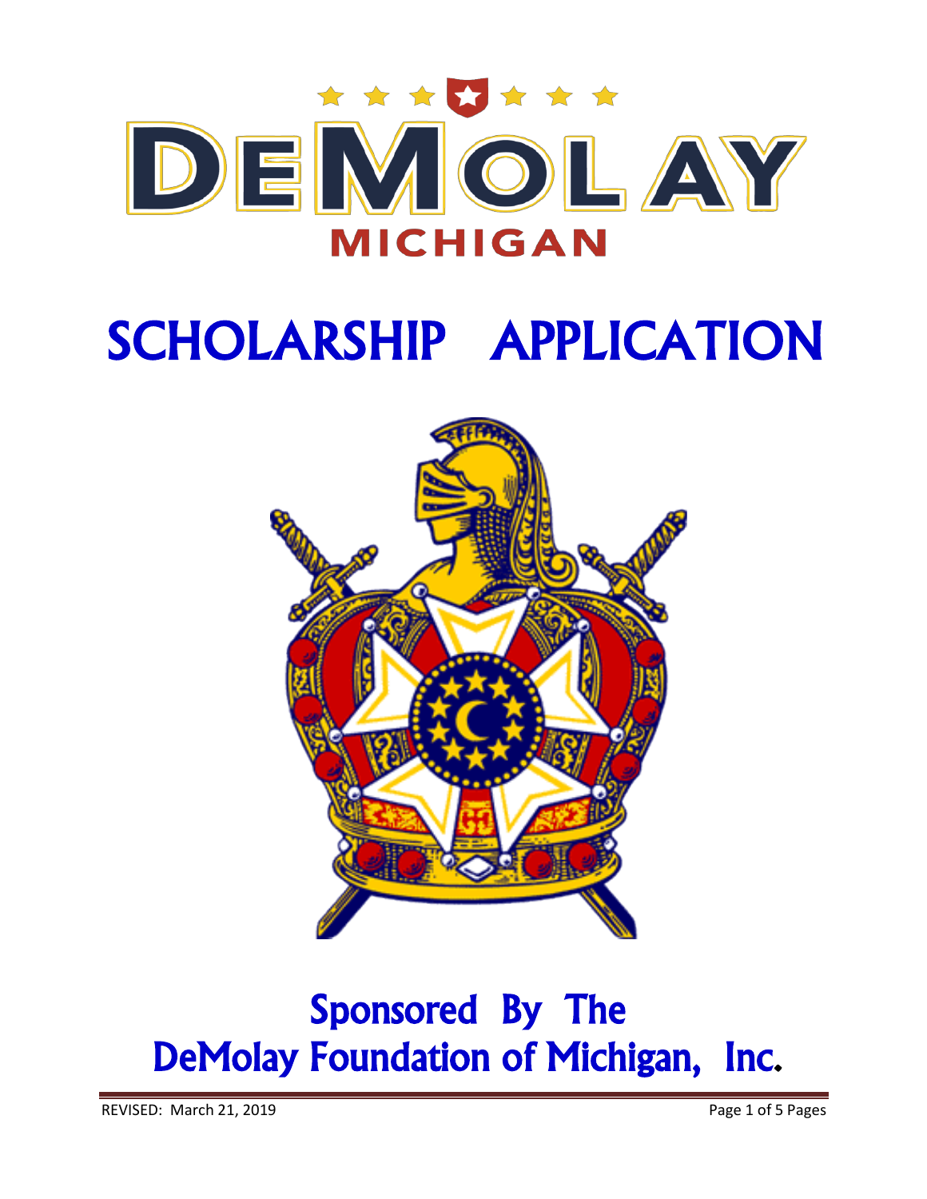# DEMOLAY

## MICHIGAN

# SCHOLARSHIP APPLICATION

## Sponsored By The DeMolay Foundation of Michigan, Inc.

REVISED: March 21, 2019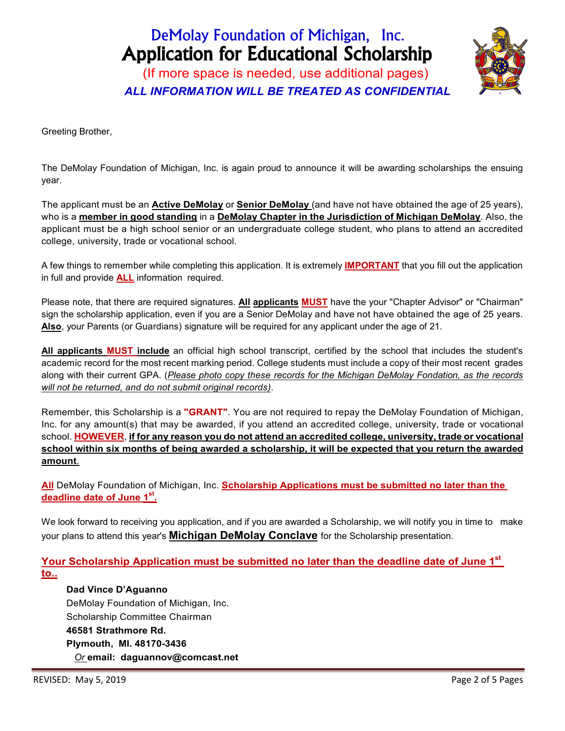# DeMolay Foundation of Michigan, Inc.

# Application for Educational Scholarship

(If more space is needed, use additional pages)

***ALL INFORMATION WILL BE TREATED AS CONFIDENTIAL***

Greeting Brother,

The DeMolay Foundation of Michigan, Inc. is again proud to announce it will be awarding scholarships the ensuing year.

The applicant must be an **Active DeMolay** or **Senior DeMolay** (and have not have obtained the age of 25 years), who is a **member in good standing** in a **DeMolay Chapter in the Jurisdiction of Michigan DeMolay**. Also, the applicant must be a high school senior or an undergraduate college student, who plans to attend an accredited college, university, trade or vocational school.

A few things to remember while completing this application. It is extremely **IMPORTANT** that you fill out the application in full and provide **ALL** information required.

Please note, that there are required signatures. **All applicants MUST** have the your "Chapter Advisor" or "Chairman" sign the scholarship application, even if you are a Senior DeMolay and have not have obtained the age of 25 years. **Also**, your Parents (or Guardians) signature will be required for any applicant under the age of 21.

**All applicants MUST include** an official high school transcript, certified by the school that includes the student's academic record for the most recent marking period. College students must include a copy of their most recent grades along with their current GPA. (*Please photo copy these records for the Michigan DeMolay Fondation, as the records will not be returned, and do not submit original records)*.

Remember, this Scholarship is a **"GRANT"**. You are not required to repay the DeMolay Foundation of Michigan, Inc. for any amount(s) that may be awarded, if you attend an accredited college, university, trade or vocational school. **HOWEVER**, **if for any reason you do not attend an accredited college, university, trade or vocational school within six months of being awarded a scholarship, it will be expected that you return the awarded amount**.

**All** DeMolay Foundation of Michigan, Inc. **Scholarship Applications must be submitted no later than the deadline date of June 1st.**

We look forward to receiving you application, and if you are awarded a Scholarship, we will notify you in time to make your plans to attend this year's **Michigan DeMolay Conclave** for the Scholarship presentation.

**Your Scholarship Application must be submitted no later than the deadline date of June 1st to..**

**Dad Vince D'Aguanno**
DeMolay Foundation of Michigan, Inc.
Scholarship Committee Chairman
**46581 Strathmore Rd.**
**Plymouth, MI. 48170-3436**
*Or* **email: daguannov@comcast.net**

REVISED: May 5, 2019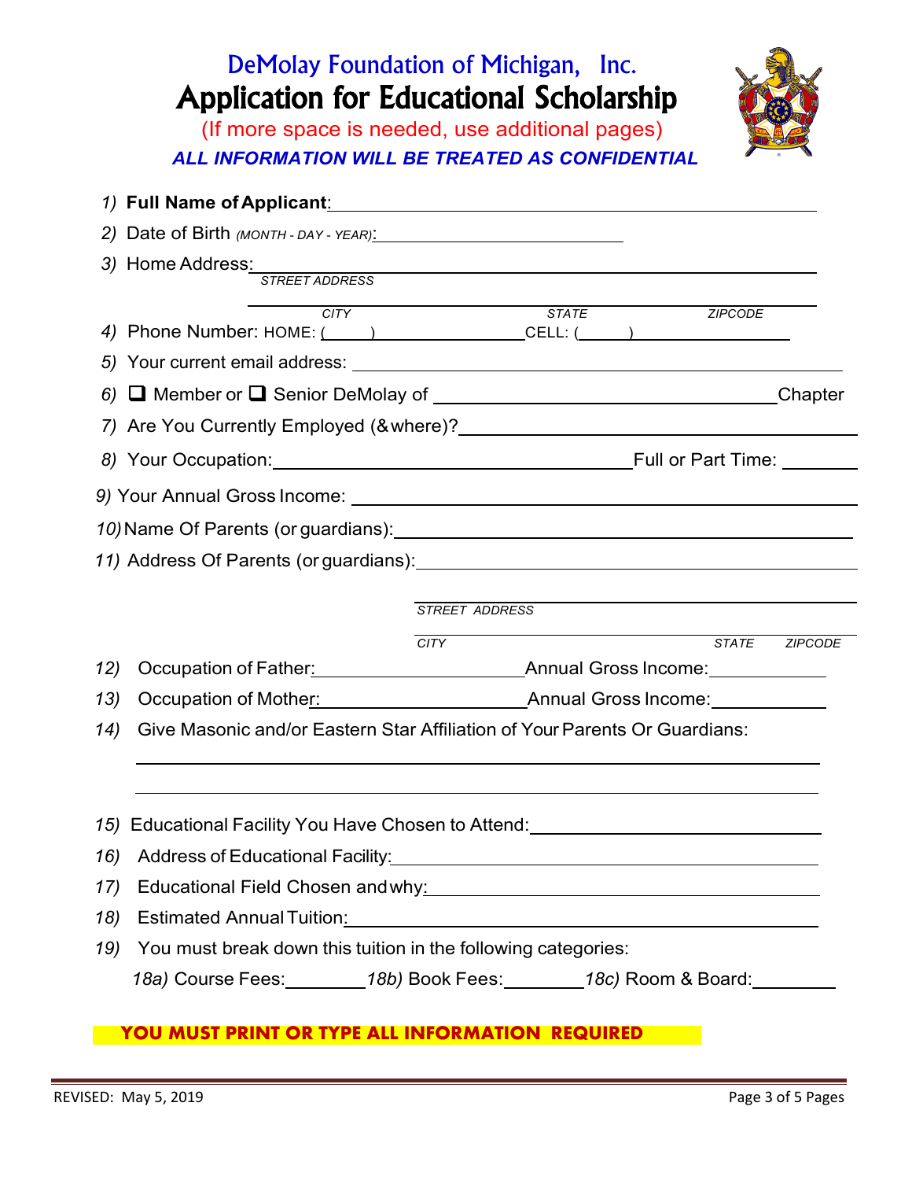# DeMolay Foundation of Michigan, Inc.

## Application for Educational Scholarship

(If more space is needed, use additional pages)

***ALL INFORMATION WILL BE TREATED AS CONFIDENTIAL***

1) **Full Name of Applicant**: ______________________________________________

2) Date of Birth *(MONTH - DAY - YEAR)*: ______________________

3) Home Address: ______________________________________________
STREET ADDRESS

______________________________________________
CITY STATE ZIPCODE

4) Phone Number: HOME: (     ) ______________ CELL: (     ) ______________

5) Your current email address: ______________________________________________

6) ❑ Member or ❑ Senior DeMolay of ______________________________ Chapter

7) Are You Currently Employed (&where)? ______________________________________________

8) Your Occupation: ______________________________ Full or Part Time: ________

9) Your Annual Gross Income: ______________________________________________

10) Name Of Parents (or guardians): ______________________________________________

11) Address Of Parents (or guardians): ______________________________________________

______________________________________________
STREET ADDRESS

______________________________________________
CITY STATE ZIPCODE

12) Occupation of Father: ____________________ Annual Gross Income: __________

13) Occupation of Mother: ____________________ Annual Gross Income: __________

14) Give Masonic and/or Eastern Star Affiliation of Your Parents Or Guardians:

______________________________________________

______________________________________________

15) Educational Facility You Have Chosen to Attend: ______________________________

16) Address of Educational Facility: ______________________________________________

17) Educational Field Chosen and why: ______________________________________________

18) Estimated Annual Tuition: ______________________________________________

19) You must break down this tuition in the following categories:

*18a)* Course Fees: ________ *18b)* Book Fees: ________ *18c)* Room & Board: ________

**YOU MUST PRINT OR TYPE ALL INFORMATION REQUIRED**

REVISED: May 5, 2019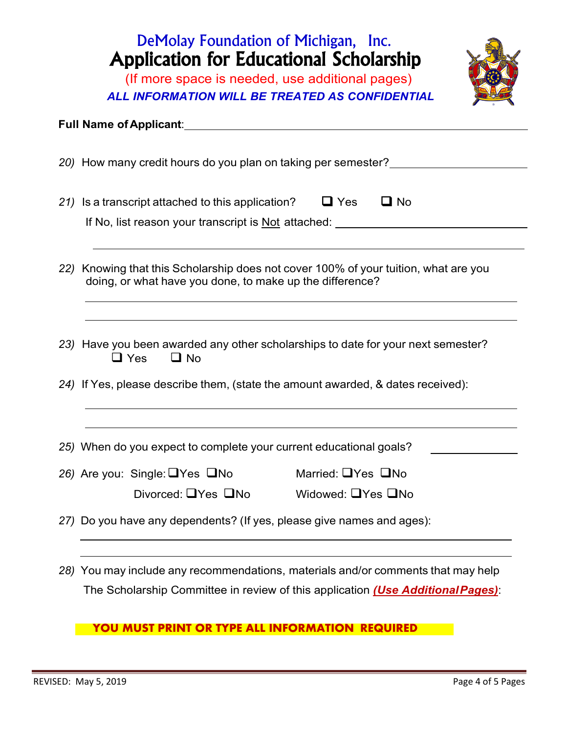# DeMolay Foundation of Michigan, Inc.

# Application for Educational Scholarship

(If more space is needed, use additional pages)

***ALL INFORMATION WILL BE TREATED AS CONFIDENTIAL***

**Full Name of Applicant**: ______________________________________________

*20)* How many credit hours do you plan on taking per semester? ____________________

*21)* Is a transcript attached to this application? ☐ Yes ☐ No

If No, list reason your transcript is Not attached: ______________________________

______________________________________________________________

*22)* Knowing that this Scholarship does not cover 100% of your tuition, what are you doing, or what have you done, to make up the difference?

______________________________________________________________

______________________________________________________________

*23)* Have you been awarded any other scholarships to date for your next semester?
☐ Yes ☐ No

*24)* If Yes, please describe them, (state the amount awarded, & dates received):

______________________________________________________________

______________________________________________________________

*25)* When do you expect to complete your current educational goals? ____________

*26)* Are you: Single: ☐Yes ☐No Married: ☐Yes ☐No

Divorced: ☐Yes ☐No Widowed: ☐Yes ☐No

*27)* Do you have any dependents? (If yes, please give names and ages):

______________________________________________________________

______________________________________________________________

*28)* You may include any recommendations, materials and/or comments that may help The Scholarship Committee in review of this application ***(Use Additional Pages)***:

**YOU MUST PRINT OR TYPE ALL INFORMATION REQUIRED**

REVISED: May 5, 2019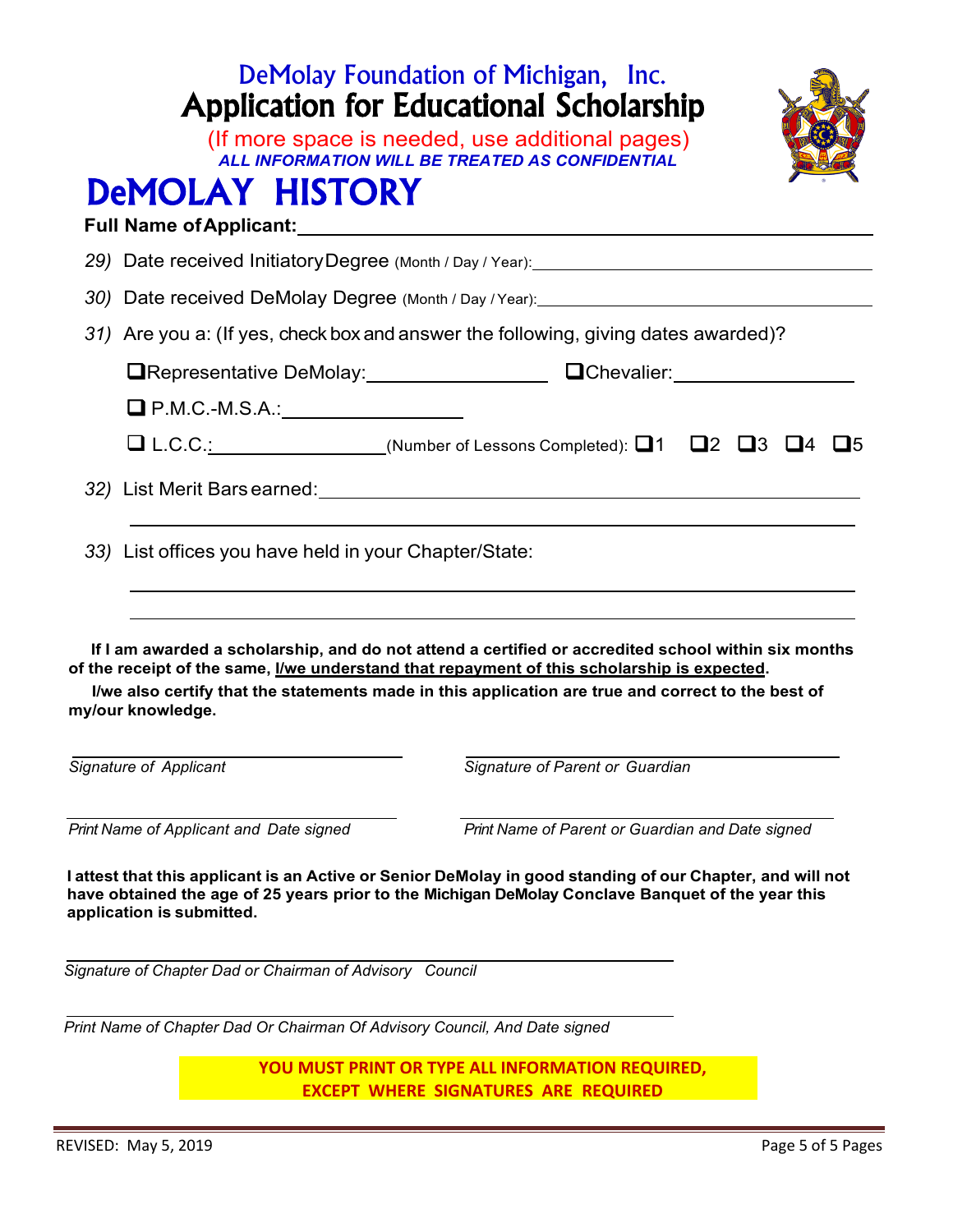DeMolay Foundation of Michigan, Inc.

# Application for Educational Scholarship

(If more space is needed, use additional pages)

***ALL INFORMATION WILL BE TREATED AS CONFIDENTIAL***

## DeMOLAY HISTORY

**Full Name of Applicant:** ____________________

*29)* Date received Initiatory Degree (Month / Day / Year): ____________________

*30)* Date received DeMolay Degree (Month / Day / Year): ____________________

*31)* Are you a: (If yes, check box and answer the following, giving dates awarded)?

- ☐ Representative DeMolay: ____________ ☐ Chevalier: ____________
- ☐ P.M.C.-M.S.A.: ____________
- ☐ L.C.C.: ____________ (Number of Lessons Completed): ☐1 ☐2 ☐3 ☐4 ☐5

*32)* List Merit Bars earned: ____________________

____________________

*33)* List offices you have held in your Chapter/State:

____________________

____________________

**If I am awarded a scholarship, and do not attend a certified or accredited school within six months of the receipt of the same, I/we understand that repayment of this scholarship is expected.**

**I/we also certify that the statements made in this application are true and correct to the best of my/our knowledge.**

____________________ ____________________

*Signature of Applicant* *Signature of Parent or Guardian*

____________________ ____________________

*Print Name of Applicant and Date signed* *Print Name of Parent or Guardian and Date signed*

**I attest that this applicant is an Active or Senior DeMolay in good standing of our Chapter, and will not have obtained the age of 25 years prior to the Michigan DeMolay Conclave Banquet of the year this application is submitted.**

____________________

*Signature of Chapter Dad or Chairman of Advisory Council*

____________________

*Print Name of Chapter Dad Or Chairman Of Advisory Council, And Date signed*

**YOU MUST PRINT OR TYPE ALL INFORMATION REQUIRED, EXCEPT WHERE SIGNATURES ARE REQUIRED**

REVISED: May 5, 2019